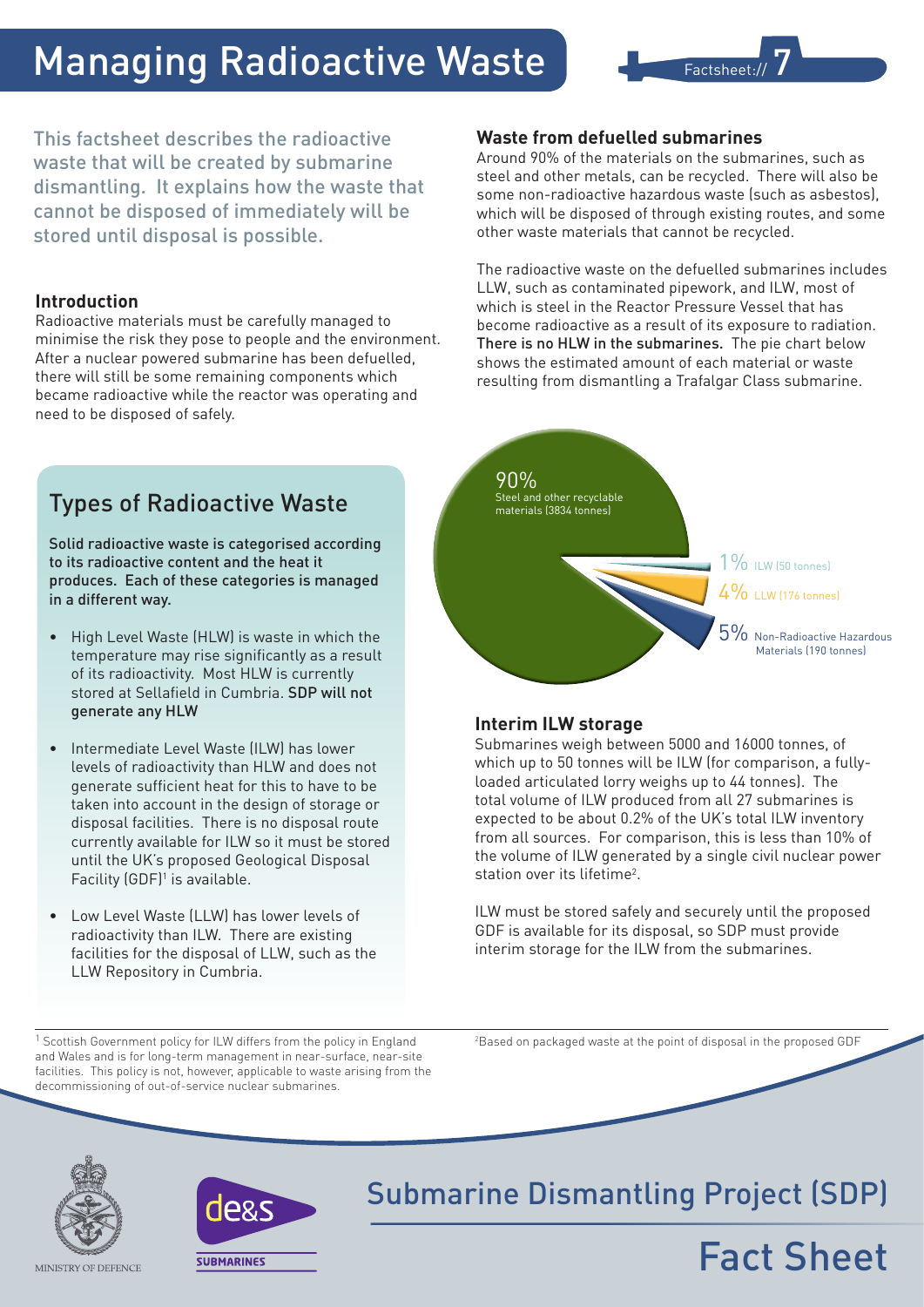# Managing Radioactive Waste

Factsheet:// 7

This factsheet describes the radioactive waste that will be created by submarine dismantling. It explains how the waste that cannot be disposed of immediately will be stored until disposal is possible.

### Introduction

Radioactive materials must be carefully managed to minimise the risk they pose to people and the environment. After a nuclear powered submarine has been defuelled, there will still be some remaining components which became radioactive while the reactor was operating and need to be disposed of safely.

## Types of Radioactive Waste

**Solid radioactive waste is categorised according to its radioactive content and the heat it produces. Each of these categories is managed in a different way.**

- High Level Waste (HLW) is waste in which the temperature may rise significantly as a result of its radioactivity. Most HLW is currently stored at Sellafield in Cumbria. **SDP will not generate any HLW**
- Intermediate Level Waste (ILW) has lower levels of radioactivity than HLW and does not generate sufficient heat for this to have to be taken into account in the design of storage or disposal facilities. There is no disposal route currently available for ILW so it must be stored until the UK's proposed Geological Disposal Facility (GDF)[1] is available.
- Low Level Waste (LLW) has lower levels of radioactivity than ILW. There are existing facilities for the disposal of LLW, such as the LLW Repository in Cumbria.

### Waste from defuelled submarines

Around 90% of the materials on the submarines, such as steel and other metals, can be recycled. There will also be some non-radioactive hazardous waste (such as asbestos), which will be disposed of through existing routes, and some other waste materials that cannot be recycled.

The radioactive waste on the defuelled submarines includes LLW, such as contaminated pipework, and ILW, most of which is steel in the Reactor Pressure Vessel that has become radioactive as a result of its exposure to radiation. **There is no HLW in the submarines.** The pie chart below shows the estimated amount of each material or waste resulting from dismantling a Trafalgar Class submarine.

90% Steel and other recyclable materials (3834 tonnes)

1% ILW (50 tonnes)

4% LLW (176 tonnes)

5% Non-Radioactive Hazardous Materials (190 tonnes)

### Interim ILW storage

Submarines weigh between 5000 and 16000 tonnes, of which up to 50 tonnes will be ILW (for comparison, a fully-loaded articulated lorry weighs up to 44 tonnes). The total volume of ILW produced from all 27 submarines is expected to be about 0.2% of the UK's total ILW inventory from all sources. For comparison, this is less than 10% of the volume of ILW generated by a single civil nuclear power station over its lifetime[2].

ILW must be stored safely and securely until the proposed GDF is available for its disposal, so SDP must provide interim storage for the ILW from the submarines.

[1] Scottish Government policy for ILW differs from the policy in England and Wales and is for long-term management in near-surface, near-site facilities. This policy is not, however, applicable to waste arising from the decommissioning of out-of-service nuclear submarines.

[2] Based on packaged waste at the point of disposal in the proposed GDF

MINISTRY OF DEFENCE

de&s SUBMARINES

Submarine Dismantling Project (SDP)

Fact Sheet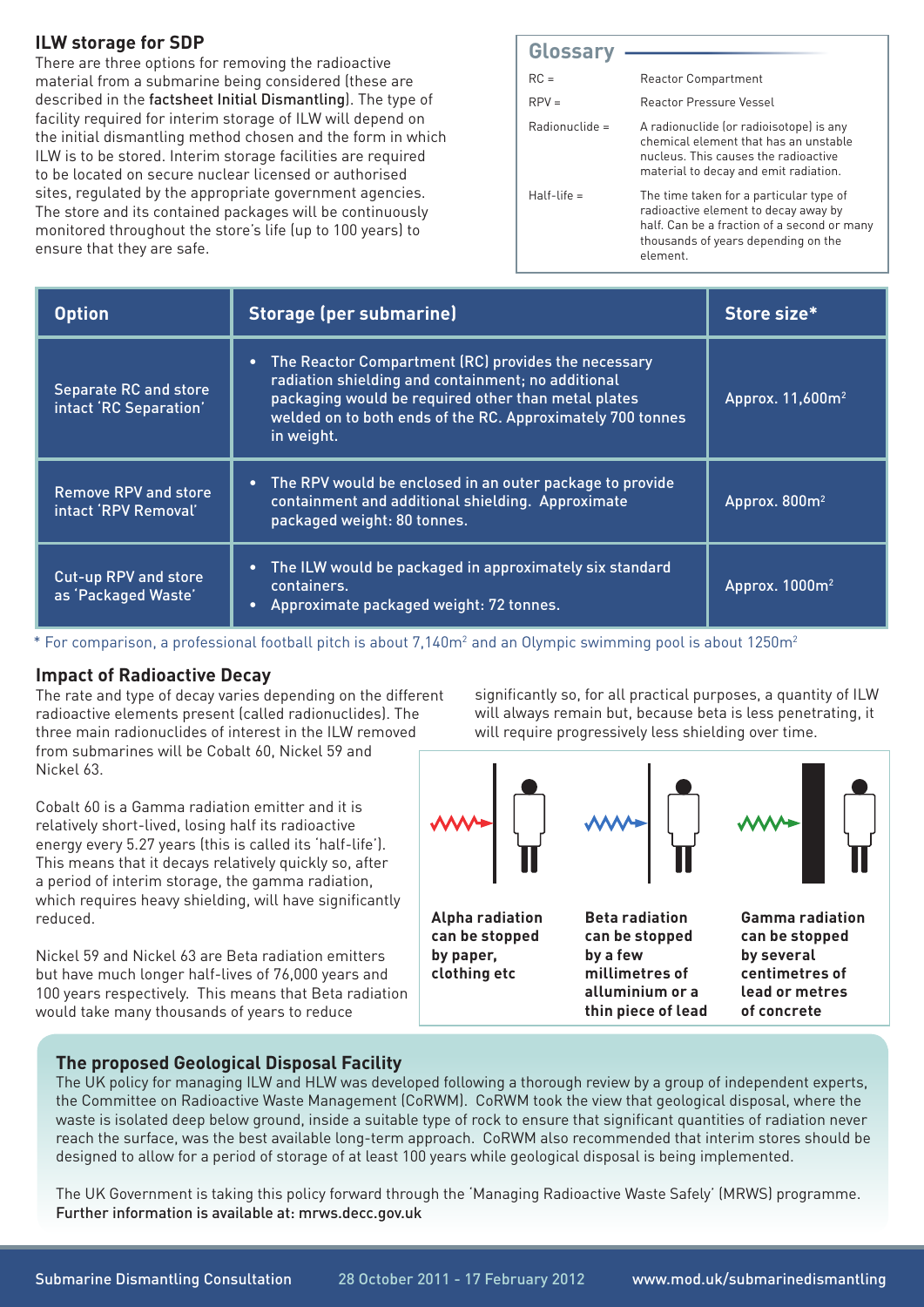## ILW storage for SDP

There are three options for removing the radioactive material from a submarine being considered (these are described in the factsheet Initial Dismantling). The type of facility required for interim storage of ILW will depend on the initial dismantling method chosen and the form in which ILW is to be stored. Interim storage facilities are required to be located on secure nuclear licensed or authorised sites, regulated by the appropriate government agencies. The store and its contained packages will be continuously monitored throughout the store's life (up to 100 years) to ensure that they are safe.

### Glossary

| | |
|---|---|
| RC = | Reactor Compartment |
| RPV = | Reactor Pressure Vessel |
| Radionuclide = | A radionuclide (or radioisotope) is any chemical element that has an unstable nucleus. This causes the radioactive material to decay and emit radiation. |
| Half-life = | The time taken for a particular type of radioactive element to decay away by half. Can be a fraction of a second or many thousands of years depending on the element. |

| Option | Storage (per submarine) | Store size* |
|---|---|---|
| Separate RC and store intact 'RC Separation' | • The Reactor Compartment (RC) provides the necessary radiation shielding and containment; no additional packaging would be required other than metal plates welded on to both ends of the RC. Approximately 700 tonnes in weight. | Approx. 11,600m² |
| Remove RPV and store intact 'RPV Removal' | • The RPV would be enclosed in an outer package to provide containment and additional shielding. Approximate packaged weight: 80 tonnes. | Approx. 800m² |
| Cut-up RPV and store as 'Packaged Waste' | • The ILW would be packaged in approximately six standard containers. • Approximate packaged weight: 72 tonnes. | Approx. 1000m² |

\* For comparison, a professional football pitch is about 7,140m² and an Olympic swimming pool is about 1250m²

## Impact of Radioactive Decay

The rate and type of decay varies depending on the different radioactive elements present (called radionuclides). The three main radionuclides of interest in the ILW removed from submarines will be Cobalt 60, Nickel 59 and Nickel 63.

Cobalt 60 is a Gamma radiation emitter and it is relatively short-lived, losing half its radioactive energy every 5.27 years (this is called its 'half-life'). This means that it decays relatively quickly so, after a period of interim storage, the gamma radiation, which requires heavy shielding, will have significantly reduced.

Nickel 59 and Nickel 63 are Beta radiation emitters but have much longer half-lives of 76,000 years and 100 years respectively. This means that Beta radiation would take many thousands of years to reduce significantly so, for all practical purposes, a quantity of ILW will always remain but, because beta is less penetrating, it will require progressively less shielding over time.

**Alpha radiation can be stopped by paper, clothing etc**

**Beta radiation can be stopped by a few millimetres of alluminium or a thin piece of lead**

**Gamma radiation can be stopped by several centimetres of lead or metres of concrete**

## The proposed Geological Disposal Facility

The UK policy for managing ILW and HLW was developed following a thorough review by a group of independent experts, the Committee on Radioactive Waste Management (CoRWM). CoRWM took the view that geological disposal, where the waste is isolated deep below ground, inside a suitable type of rock to ensure that significant quantities of radiation never reach the surface, was the best available long-term approach. CoRWM also recommended that interim stores should be designed to allow for a period of storage of at least 100 years while geological disposal is being implemented.

The UK Government is taking this policy forward through the 'Managing Radioactive Waste Safely' (MRWS) programme. Further information is available at: mrws.decc.gov.uk